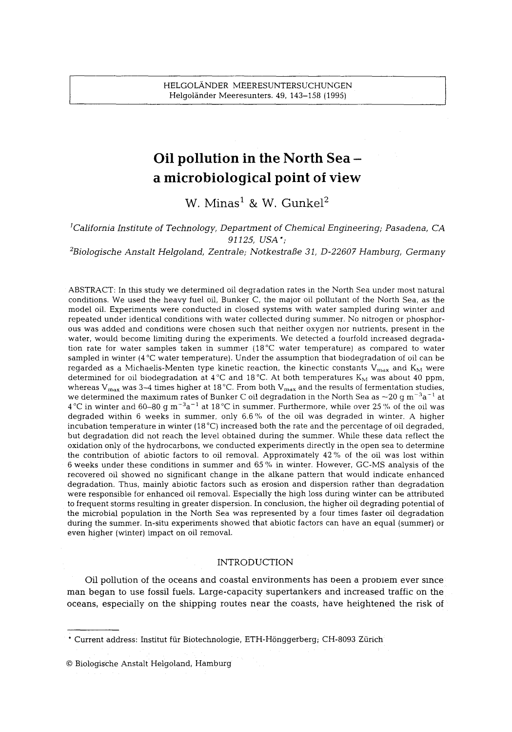# Oil pollution in the North Sea – a microbiological point of view

W. Minas[1] & W. Gunkel[2]

[1]*California Institute of Technology, Department of Chemical Engineering; Pasadena, CA 91125, USA*\*;

[2]*Biologische Anstalt Helgoland, Zentrale; Notkestraße 31, D-22607 Hamburg, Germany*

ABSTRACT: In this study we determined oil degradation rates in the North Sea under most natural conditions. We used the heavy fuel oil, Bunker C, the major oil pollutant of the North Sea, as the model oil. Experiments were conducted in closed systems with water sampled during winter and repeated under identical conditions with water collected during summer. No nitrogen or phosphorous was added and conditions were chosen such that neither oxygen nor nutrients, present in the water, would become limiting during the experiments. We detected a fourfold increased degradation rate for water samples taken in summer (18 °C water temperature) as compared to water sampled in winter (4 °C water temperature). Under the assumption that biodegradation of oil can be regarded as a Michaelis-Menten type kinetic reaction, the kinectic constants $V_{max}$ and $K_M$ were determined for oil biodegradation at 4 °C and 18 °C. At both temperatures $K_M$ was about 40 ppm, whereas $V_{max}$ was 3–4 times higher at 18 °C. From both $V_{max}$ and the results of fermentation studies, we determined the maximum rates of Bunker C oil degradation in the North Sea as ~20 g $m^{-3}a^{-1}$ at 4 °C in winter and 60–80 g $m^{-3}a^{-1}$ at 18 °C in summer. Furthermore, while over 25 % of the oil was degraded within 6 weeks in summer, only 6.6 % of the oil was degraded in winter. A higher incubation temperature in winter (18 °C) increased both the rate and the percentage of oil degraded, but degradation did not reach the level obtained during the summer. While these data reflect the oxidation only of the hydrocarbons, we conducted experiments directly in the open sea to determine the contribution of abiotic factors to oil removal. Approximately 42 % of the oil was lost within 6 weeks under these conditions in summer and 65 % in winter. However, GC-MS analysis of the recovered oil showed no significant change in the alkane pattern that would indicate enhanced degradation. Thus, mainly abiotic factors such as erosion and dispersion rather than degradation were responsible for enhanced oil removal. Especially the high loss during winter can be attributed to frequent storms resulting in greater dispersion. In conclusion, the higher oil degrading potential of the microbial population in the North Sea was represented by a four times faster oil degradation during the summer. In-situ experiments showed that abiotic factors can have an equal (summer) or even higher (winter) impact on oil removal.

## INTRODUCTION

Oil pollution of the oceans and coastal environments has been a problem ever since man began to use fossil fuels. Large-capacity supertankers and increased traffic on the oceans, especially on the shipping routes near the coasts, have heightened the risk of

\* Current address: Institut für Biotechnologie, ETH-Hönggerberg; CH-8093 Zürich

© Biologische Anstalt Helgoland, Hamburg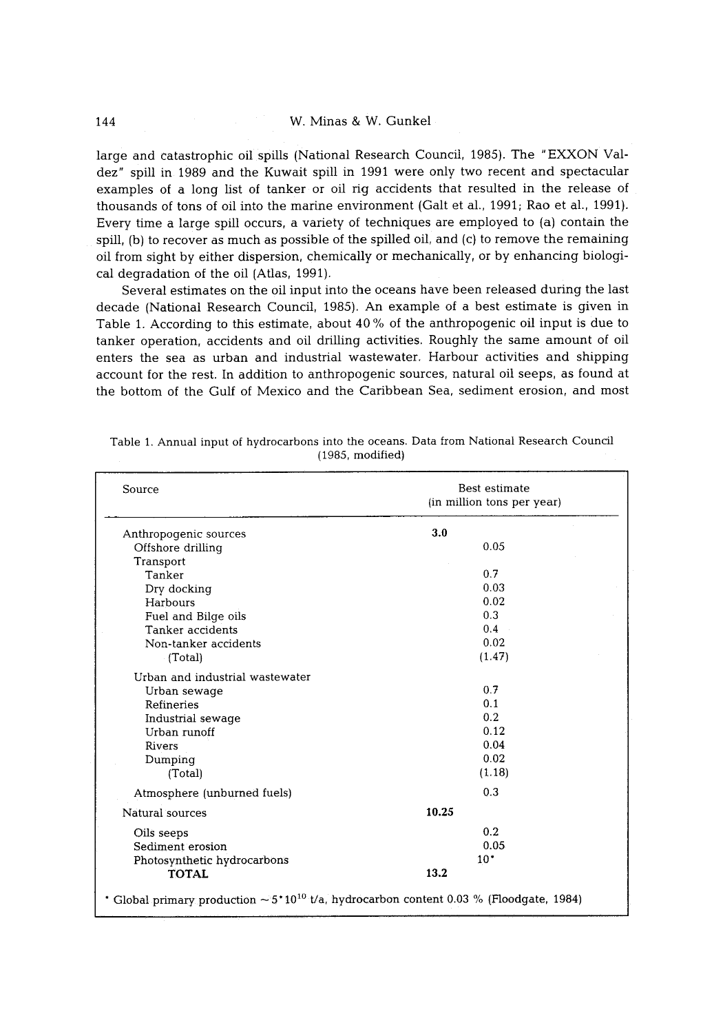large and catastrophic oil spills (National Research Council, 1985). The "EXXON Valdez" spill in 1989 and the Kuwait spill in 1991 were only two recent and spectacular examples of a long list of tanker or oil rig accidents that resulted in the release of thousands of tons of oil into the marine environment (Galt et al., 1991; Rao et al., 1991). Every time a large spill occurs, a variety of techniques are employed to (a) contain the spill, (b) to recover as much as possible of the spilled oil, and (c) to remove the remaining oil from sight by either dispersion, chemically or mechanically, or by enhancing biological degradation of the oil (Atlas, 1991).

Several estimates on the oil input into the oceans have been released during the last decade (National Research Council, 1985). An example of a best estimate is given in Table 1. According to this estimate, about 40 % of the anthropogenic oil input is due to tanker operation, accidents and oil drilling activities. Roughly the same amount of oil enters the sea as urban and industrial wastewater. Harbour activities and shipping account for the rest. In addition to anthropogenic sources, natural oil seeps, as found at the bottom of the Gulf of Mexico and the Caribbean Sea, sediment erosion, and most

Table 1. Annual input of hydrocarbons into the oceans. Data from National Research Council (1985, modified)

| Source | Best estimate (in million tons per year) | |
|---|---|---|
| Anthropogenic sources | **3.0** | |
| Offshore drilling | | 0.05 |
| Transport | | |
| Tanker | | 0.7 |
| Dry docking | | 0.03 |
| Harbours | | 0.02 |
| Fuel and Bilge oils | | 0.3 |
| Tanker accidents | | 0.4 |
| Non-tanker accidents | | 0.02 |
| (Total) | | (1.47) |
| Urban and industrial wastewater | | |
| Urban sewage | | 0.7 |
| Refineries | | 0.1 |
| Industrial sewage | | 0.2 |
| Urban runoff | | 0.12 |
| Rivers | | 0.04 |
| Dumping | | 0.02 |
| (Total) | | (1.18) |
| Atmosphere (unburned fuels) | | 0.3 |
| Natural sources | **10.25** | |
| Oils seeps | | 0.2 |
| Sediment erosion | | 0.05 |
| Photosynthetic hydrocarbons | | 10* |
| **TOTAL** | **13.2** | |

* Global primary production ~ $5 \cdot 10^{10}$ t/a, hydrocarbon content 0.03 % (Floodgate, 1984)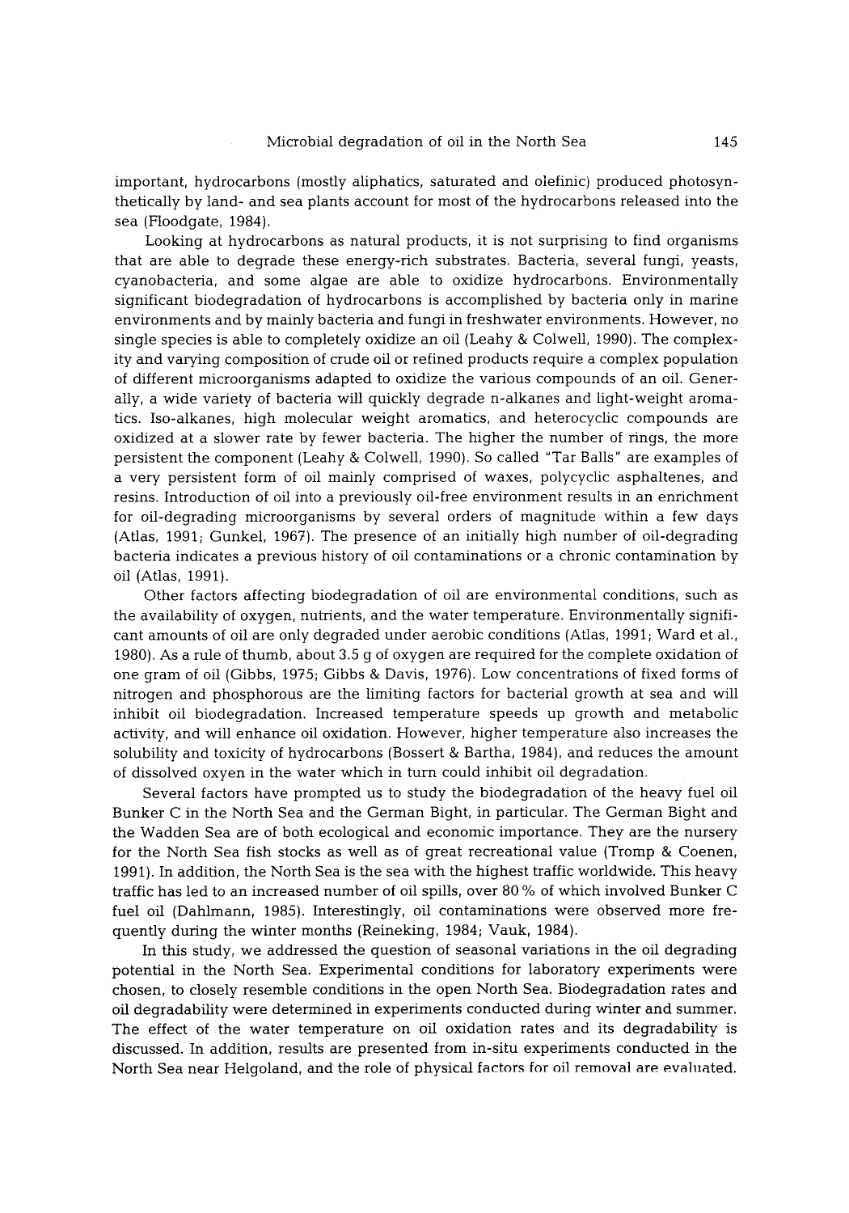important, hydrocarbons (mostly aliphatics, saturated and olefinic) produced photosynthetically by land- and sea plants account for most of the hydrocarbons released into the sea (Floodgate, 1984).

Looking at hydrocarbons as natural products, it is not surprising to find organisms that are able to degrade these energy-rich substrates. Bacteria, several fungi, yeasts, cyanobacteria, and some algae are able to oxidize hydrocarbons. Environmentally significant biodegradation of hydrocarbons is accomplished by bacteria only in marine environments and by mainly bacteria and fungi in freshwater environments. However, no single species is able to completely oxidize an oil (Leahy & Colwell, 1990). The complexity and varying composition of crude oil or refined products require a complex population of different microorganisms adapted to oxidize the various compounds of an oil. Generally, a wide variety of bacteria will quickly degrade n-alkanes and light-weight aromatics. Iso-alkanes, high molecular weight aromatics, and heterocyclic compounds are oxidized at a slower rate by fewer bacteria. The higher the number of rings, the more persistent the component (Leahy & Colwell, 1990). So called "Tar Balls" are examples of a very persistent form of oil mainly comprised of waxes, polycyclic asphaltenes, and resins. Introduction of oil into a previously oil-free environment results in an enrichment for oil-degrading microorganisms by several orders of magnitude within a few days (Atlas, 1991; Gunkel, 1967). The presence of an initially high number of oil-degrading bacteria indicates a previous history of oil contaminations or a chronic contamination by oil (Atlas, 1991).

Other factors affecting biodegradation of oil are environmental conditions, such as the availability of oxygen, nutrients, and the water temperature. Environmentally significant amounts of oil are only degraded under aerobic conditions (Atlas, 1991; Ward et al., 1980). As a rule of thumb, about 3.5 g of oxygen are required for the complete oxidation of one gram of oil (Gibbs, 1975; Gibbs & Davis, 1976). Low concentrations of fixed forms of nitrogen and phosphorous are the limiting factors for bacterial growth at sea and will inhibit oil biodegradation. Increased temperature speeds up growth and metabolic activity, and will enhance oil oxidation. However, higher temperature also increases the solubility and toxicity of hydrocarbons (Bossert & Bartha, 1984), and reduces the amount of dissolved oxyen in the water which in turn could inhibit oil degradation.

Several factors have prompted us to study the biodegradation of the heavy fuel oil Bunker C in the North Sea and the German Bight, in particular. The German Bight and the Wadden Sea are of both ecological and economic importance. They are the nursery for the North Sea fish stocks as well as of great recreational value (Tromp & Coenen, 1991). In addition, the North Sea is the sea with the highest traffic worldwide. This heavy traffic has led to an increased number of oil spills, over 80 % of which involved Bunker C fuel oil (Dahlmann, 1985). Interestingly, oil contaminations were observed more frequently during the winter months (Reineking, 1984; Vauk, 1984).

In this study, we addressed the question of seasonal variations in the oil degrading potential in the North Sea. Experimental conditions for laboratory experiments were chosen, to closely resemble conditions in the open North Sea. Biodegradation rates and oil degradability were determined in experiments conducted during winter and summer. The effect of the water temperature on oil oxidation rates and its degradability is discussed. In addition, results are presented from in-situ experiments conducted in the North Sea near Helgoland, and the role of physical factors for oil removal are evaluated.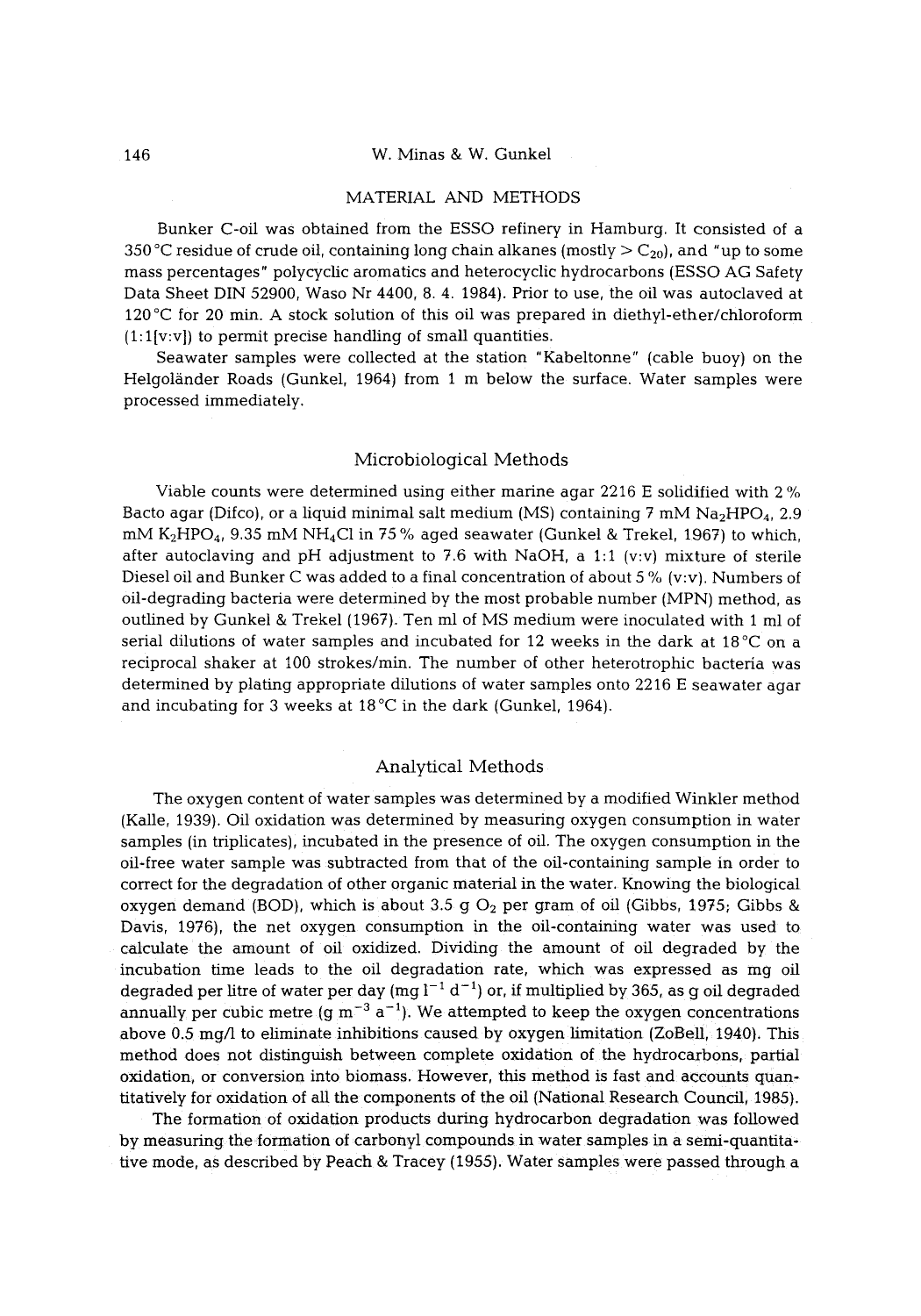## MATERIAL AND METHODS

Bunker C-oil was obtained from the ESSO refinery in Hamburg. It consisted of a 350 °C residue of crude oil, containing long chain alkanes (mostly > $C_{20}$), and "up to some mass percentages" polycyclic aromatics and heterocyclic hydrocarbons (ESSO AG Safety Data Sheet DIN 52900, Waso Nr 4400, 8. 4. 1984). Prior to use, the oil was autoclaved at 120 °C for 20 min. A stock solution of this oil was prepared in diethyl-ether/chloroform (1:1[v:v]) to permit precise handling of small quantities.

Seawater samples were collected at the station "Kabeltonne" (cable buoy) on the Helgoländer Roads (Gunkel, 1964) from 1 m below the surface. Water samples were processed immediately.

### Microbiological Methods

Viable counts were determined using either marine agar 2216 E solidified with 2 % Bacto agar (Difco), or a liquid minimal salt medium (MS) containing 7 mM $Na_2HPO_4$, 2.9 mM $K_2HPO_4$, 9.35 mM $NH_4Cl$ in 75 % aged seawater (Gunkel & Trekel, 1967) to which, after autoclaving and pH adjustment to 7.6 with NaOH, a 1:1 (v:v) mixture of sterile Diesel oil and Bunker C was added to a final concentration of about 5 % (v:v). Numbers of oil-degrading bacteria were determined by the most probable number (MPN) method, as outlined by Gunkel & Trekel (1967). Ten ml of MS medium were inoculated with 1 ml of serial dilutions of water samples and incubated for 12 weeks in the dark at 18 °C on a reciprocal shaker at 100 strokes/min. The number of other heterotrophic bacteria was determined by plating appropriate dilutions of water samples onto 2216 E seawater agar and incubating for 3 weeks at 18 °C in the dark (Gunkel, 1964).

### Analytical Methods

The oxygen content of water samples was determined by a modified Winkler method (Kalle, 1939). Oil oxidation was determined by measuring oxygen consumption in water samples (in triplicates), incubated in the presence of oil. The oxygen consumption in the oil-free water sample was subtracted from that of the oil-containing sample in order to correct for the degradation of other organic material in the water. Knowing the biological oxygen demand (BOD), which is about 3.5 g $O_2$ per gram of oil (Gibbs, 1975; Gibbs & Davis, 1976), the net oxygen consumption in the oil-containing water was used to calculate the amount of oil oxidized. Dividing the amount of oil degraded by the incubation time leads to the oil degradation rate, which was expressed as mg oil degraded per litre of water per day (mg $l^{-1}$ $d^{-1}$) or, if multiplied by 365, as g oil degraded annually per cubic metre (g $m^{-3}$ $a^{-1}$). We attempted to keep the oxygen concentrations above 0.5 mg/l to eliminate inhibitions caused by oxygen limitation (ZoBell, 1940). This method does not distinguish between complete oxidation of the hydrocarbons, partial oxidation, or conversion into biomass. However, this method is fast and accounts quantitatively for oxidation of all the components of the oil (National Research Council, 1985).

The formation of oxidation products during hydrocarbon degradation was followed by measuring the formation of carbonyl compounds in water samples in a semi-quantitative mode, as described by Peach & Tracey (1955). Water samples were passed through a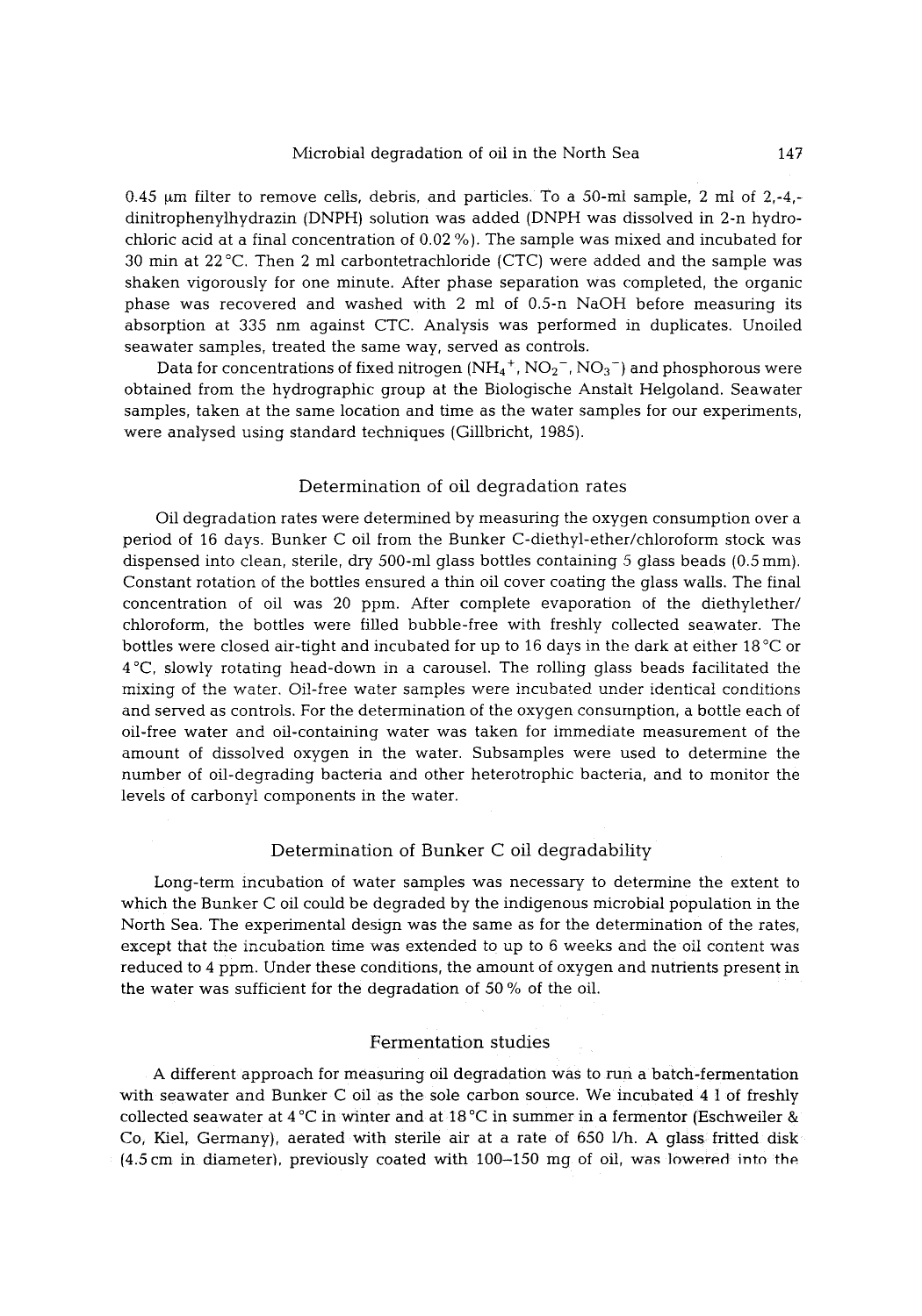0.45 μm filter to remove cells, debris, and particles. To a 50-ml sample, 2 ml of 2,-4,-dinitrophenylhydrazin (DNPH) solution was added (DNPH was dissolved in 2-n hydrochloric acid at a final concentration of 0.02 %). The sample was mixed and incubated for 30 min at 22 °C. Then 2 ml carbontetrachloride (CTC) were added and the sample was shaken vigorously for one minute. After phase separation was completed, the organic phase was recovered and washed with 2 ml of 0.5-n NaOH before measuring its absorption at 335 nm against CTC. Analysis was performed in duplicates. Unoiled seawater samples, treated the same way, served as controls.

Data for concentrations of fixed nitrogen ($NH_4^+$, $NO_2^-$, $NO_3^-$) and phosphorous were obtained from the hydrographic group at the Biologische Anstalt Helgoland. Seawater samples, taken at the same location and time as the water samples for our experiments, were analysed using standard techniques (Gillbricht, 1985).

## Determination of oil degradation rates

Oil degradation rates were determined by measuring the oxygen consumption over a period of 16 days. Bunker C oil from the Bunker C-diethyl-ether/chloroform stock was dispensed into clean, sterile, dry 500-ml glass bottles containing 5 glass beads (0.5 mm). Constant rotation of the bottles ensured a thin oil cover coating the glass walls. The final concentration of oil was 20 ppm. After complete evaporation of the diethylether/chloroform, the bottles were filled bubble-free with freshly collected seawater. The bottles were closed air-tight and incubated for up to 16 days in the dark at either 18 °C or 4 °C, slowly rotating head-down in a carousel. The rolling glass beads facilitated the mixing of the water. Oil-free water samples were incubated under identical conditions and served as controls. For the determination of the oxygen consumption, a bottle each of oil-free water and oil-containing water was taken for immediate measurement of the amount of dissolved oxygen in the water. Subsamples were used to determine the number of oil-degrading bacteria and other heterotrophic bacteria, and to monitor the levels of carbonyl components in the water.

## Determination of Bunker C oil degradability

Long-term incubation of water samples was necessary to determine the extent to which the Bunker C oil could be degraded by the indigenous microbial population in the North Sea. The experimental design was the same as for the determination of the rates, except that the incubation time was extended to up to 6 weeks and the oil content was reduced to 4 ppm. Under these conditions, the amount of oxygen and nutrients present in the water was sufficient for the degradation of 50 % of the oil.

## Fermentation studies

A different approach for measuring oil degradation was to run a batch-fermentation with seawater and Bunker C oil as the sole carbon source. We incubated 4 l of freshly collected seawater at 4 °C in winter and at 18 °C in summer in a fermentor (Eschweiler & Co, Kiel, Germany), aerated with sterile air at a rate of 650 l/h. A glass fritted disk (4.5 cm in diameter), previously coated with 100–150 mg of oil, was lowered into the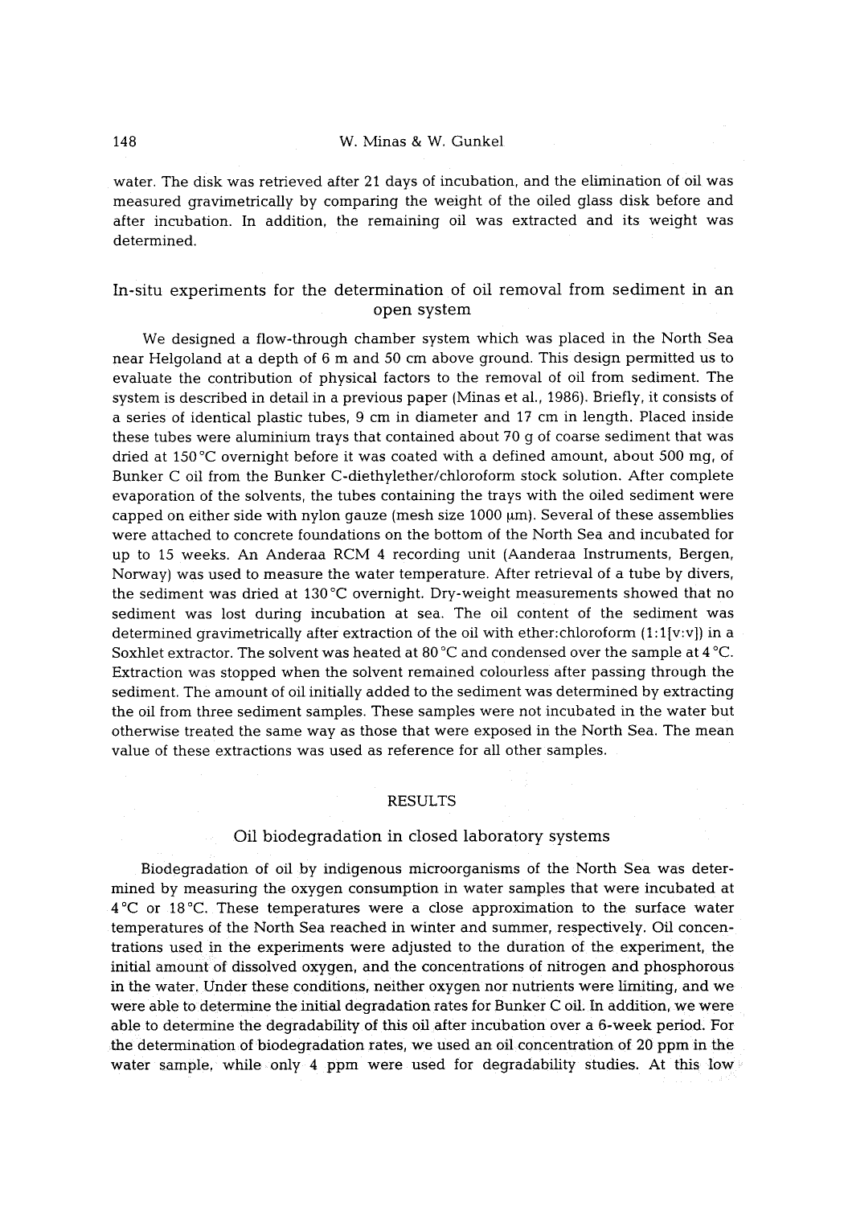water. The disk was retrieved after 21 days of incubation, and the elimination of oil was measured gravimetrically by comparing the weight of the oiled glass disk before and after incubation. In addition, the remaining oil was extracted and its weight was determined.

## In-situ experiments for the determination of oil removal from sediment in an open system

We designed a flow-through chamber system which was placed in the North Sea near Helgoland at a depth of 6 m and 50 cm above ground. This design permitted us to evaluate the contribution of physical factors to the removal of oil from sediment. The system is described in detail in a previous paper (Minas et al., 1986). Briefly, it consists of a series of identical plastic tubes, 9 cm in diameter and 17 cm in length. Placed inside these tubes were aluminium trays that contained about 70 g of coarse sediment that was dried at 150 °C overnight before it was coated with a defined amount, about 500 mg, of Bunker C oil from the Bunker C-diethylether/chloroform stock solution. After complete evaporation of the solvents, the tubes containing the trays with the oiled sediment were capped on either side with nylon gauze (mesh size 1000 µm). Several of these assemblies were attached to concrete foundations on the bottom of the North Sea and incubated for up to 15 weeks. An Anderaa RCM 4 recording unit (Aanderaa Instruments, Bergen, Norway) was used to measure the water temperature. After retrieval of a tube by divers, the sediment was dried at 130 °C overnight. Dry-weight measurements showed that no sediment was lost during incubation at sea. The oil content of the sediment was determined gravimetrically after extraction of the oil with ether:chloroform (1:1[v:v]) in a Soxhlet extractor. The solvent was heated at 80 °C and condensed over the sample at 4 °C. Extraction was stopped when the solvent remained colourless after passing through the sediment. The amount of oil initially added to the sediment was determined by extracting the oil from three sediment samples. These samples were not incubated in the water but otherwise treated the same way as those that were exposed in the North Sea. The mean value of these extractions was used as reference for all other samples.

# RESULTS

## Oil biodegradation in closed laboratory systems

Biodegradation of oil by indigenous microorganisms of the North Sea was determined by measuring the oxygen consumption in water samples that were incubated at 4 °C or 18 °C. These temperatures were a close approximation to the surface water temperatures of the North Sea reached in winter and summer, respectively. Oil concentrations used in the experiments were adjusted to the duration of the experiment, the initial amount of dissolved oxygen, and the concentrations of nitrogen and phosphorous in the water. Under these conditions, neither oxygen nor nutrients were limiting, and we were able to determine the initial degradation rates for Bunker C oil. In addition, we were able to determine the degradability of this oil after incubation over a 6-week period. For the determination of biodegradation rates, we used an oil concentration of 20 ppm in the water sample, while only 4 ppm were used for degradability studies. At this low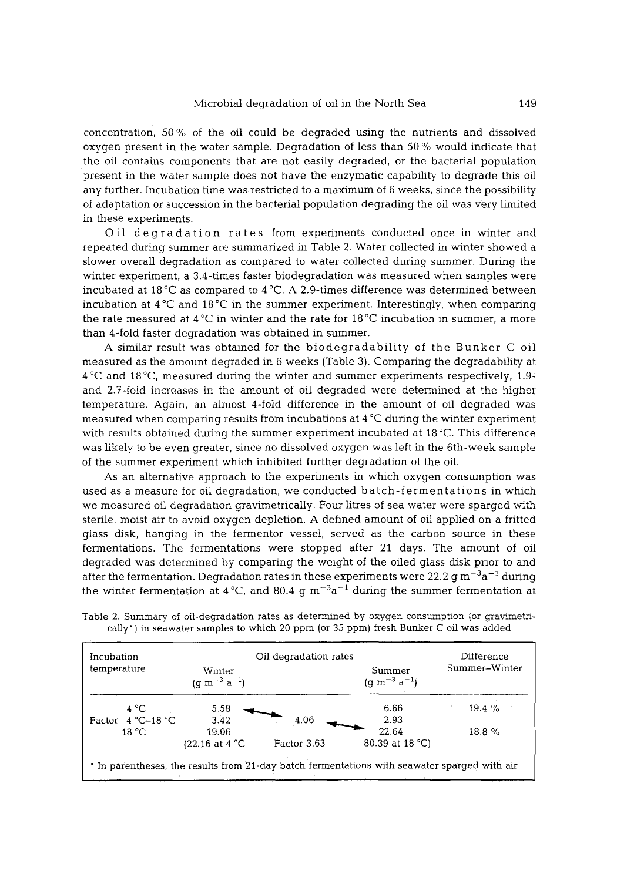concentration, 50 % of the oil could be degraded using the nutrients and dissolved oxygen present in the water sample. Degradation of less than 50 % would indicate that the oil contains components that are not easily degraded, or the bacterial population present in the water sample does not have the enzymatic capability to degrade this oil any further. Incubation time was restricted to a maximum of 6 weeks, since the possibility of adaptation or succession in the bacterial population degrading the oil was very limited in these experiments.

Oil degradation rates from experiments conducted once in winter and repeated during summer are summarized in Table 2. Water collected in winter showed a slower overall degradation as compared to water collected during summer. During the winter experiment, a 3.4-times faster biodegradation was measured when samples were incubated at 18 °C as compared to 4 °C. A 2.9-times difference was determined between incubation at 4 °C and 18 °C in the summer experiment. Interestingly, when comparing the rate measured at 4 °C in winter and the rate for 18 °C incubation in summer, a more than 4-fold faster degradation was obtained in summer.

A similar result was obtained for the biodegradability of the Bunker C oil measured as the amount degraded in 6 weeks (Table 3). Comparing the degradability at 4 °C and 18 °C, measured during the winter and summer experiments respectively, 1.9- and 2.7-fold increases in the amount of oil degraded were determined at the higher temperature. Again, an almost 4-fold difference in the amount of oil degraded was measured when comparing results from incubations at 4 °C during the winter experiment with results obtained during the summer experiment incubated at 18 °C. This difference was likely to be even greater, since no dissolved oxygen was left in the 6th-week sample of the summer experiment which inhibited further degradation of the oil.

As an alternative approach to the experiments in which oxygen consumption was used as a measure for oil degradation, we conducted batch-fermentations in which we measured oil degradation gravimetrically. Four litres of sea water were sparged with sterile, moist air to avoid oxygen depletion. A defined amount of oil applied on a fritted glass disk, hanging in the fermentor vessel, served as the carbon source in these fermentations. The fermentations were stopped after 21 days. The amount of oil degraded was determined by comparing the weight of the oiled glass disk prior to and after the fermentation. Degradation rates in these experiments were 22.2 g $m^{-3}a^{-1}$ during the winter fermentation at 4 °C, and 80.4 g $m^{-3}a^{-1}$ during the summer fermentation at

Table 2. Summary of oil-degradation rates as determined by oxygen consumption (or gravimetrically*) in seawater samples to which 20 ppm (or 35 ppm) fresh Bunker C oil was added

| Incubation temperature | Oil degradation rates Winter (g $m^{-3}$ $a^{-1}$) | | Summer (g $m^{-3}$ $a^{-1}$) | Difference Summer–Winter |
|---|---|---|---|---|
| 4 °C | 5.58 | | 6.66 | 19.4 % |
| Factor 4 °C–18 °C | 3.42 | 4.06 | 2.93 | |
| 18 °C | 19.06 | | 22.64 | 18.8 % |
| | (22.16 at 4 °C | Factor 3.63 | 80.39 at 18 °C) | |

\* In parentheses, the results from 21-day batch fermentations with seawater sparged with air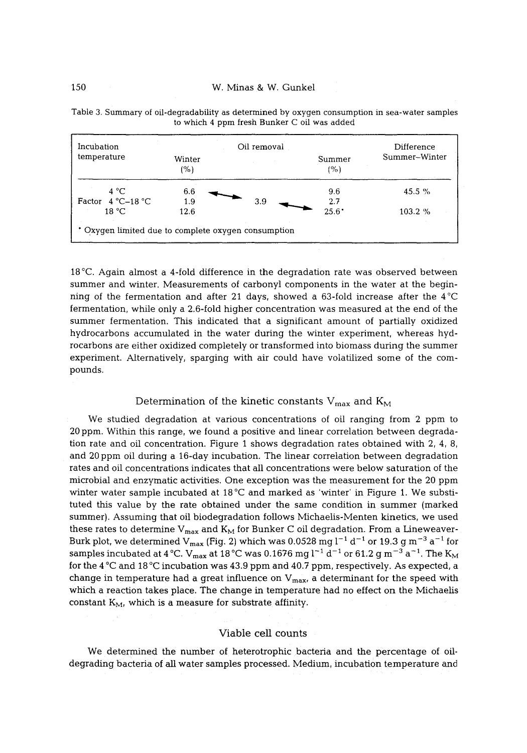Table 3. Summary of oil-degradability as determined by oxygen consumption in sea-water samples to which 4 ppm fresh Bunker C oil was added

| Incubation temperature | Oil removal Winter (%) | | Summer (%) | Difference Summer–Winter |
|---|---|---|---|---|
| 4 °C | 6.6 | | 9.6 | 45.5 % |
| Factor 4 °C–18 °C | 1.9 | 3.9 | 2.7 | |
| 18 °C | 12.6 | | 25.6* | 103.2 % |

* Oxygen limited due to complete oxygen consumption

18 °C. Again almost a 4-fold difference in the degradation rate was observed between summer and winter. Measurements of carbonyl components in the water at the beginning of the fermentation and after 21 days, showed a 63-fold increase after the 4 °C fermentation, while only a 2.6-fold higher concentration was measured at the end of the summer fermentation. This indicated that a significant amount of partially oxidized hydrocarbons accumulated in the water during the winter experiment, whereas hydrocarbons are either oxidized completely or transformed into biomass during the summer experiment. Alternatively, sparging with air could have volatilized some of the compounds.

## Determination of the kinetic constants $V_{max}$ and $K_M$

We studied degradation at various concentrations of oil ranging from 2 ppm to 20 ppm. Within this range, we found a positive and linear correlation between degradation rate and oil concentration. Figure 1 shows degradation rates obtained with 2, 4, 8, and 20 ppm oil during a 16-day incubation. The linear correlation between degradation rates and oil concentrations indicates that all concentrations were below saturation of the microbial and enzymatic activities. One exception was the measurement for the 20 ppm winter water sample incubated at 18 °C and marked as 'winter' in Figure 1. We substituted this value by the rate obtained under the same condition in summer (marked summer). Assuming that oil biodegradation follows Michaelis-Menten kinetics, we used these rates to determine $V_{max}$ and $K_M$ for Bunker C oil degradation. From a Lineweaver-Burk plot, we determined $V_{max}$ (Fig. 2) which was 0.0528 mg $l^{-1}$ $d^{-1}$ or 19.3 g $m^{-3}$ $a^{-1}$ for samples incubated at 4 °C. $V_{max}$ at 18 °C was 0.1676 mg $l^{-1}$ $d^{-1}$ or 61.2 g $m^{-3}$ $a^{-1}$. The $K_M$ for the 4 °C and 18 °C incubation was 43.9 ppm and 40.7 ppm, respectively. As expected, a change in temperature had a great influence on $V_{max}$, a determinant for the speed with which a reaction takes place. The change in temperature had no effect on the Michaelis constant $K_M$, which is a measure for substrate affinity.

## Viable cell counts

We determined the number of heterotrophic bacteria and the percentage of oil-degrading bacteria of all water samples processed. Medium, incubation temperature and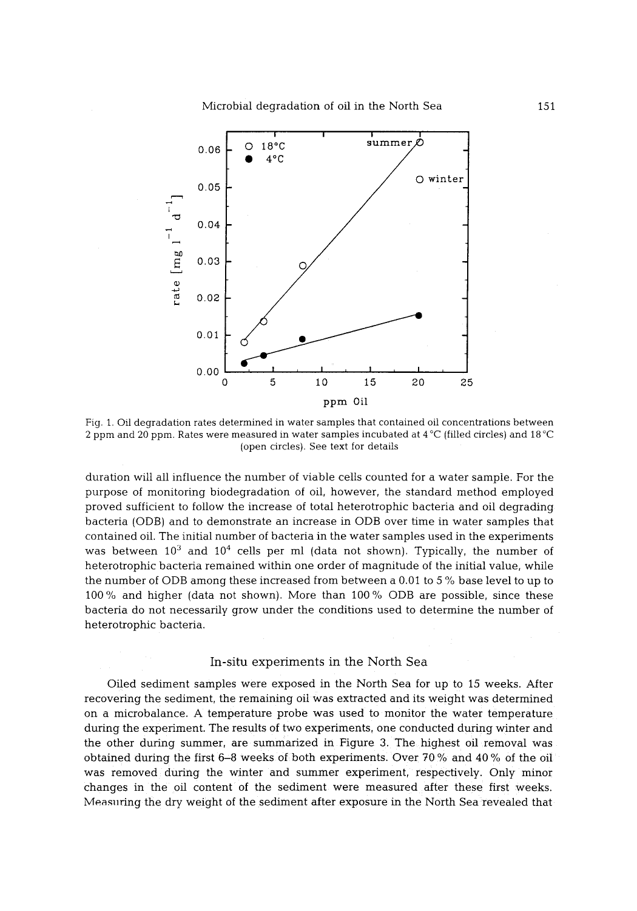Fig. 1. Oil degradation rates determined in water samples that contained oil concentrations between 2 ppm and 20 ppm. Rates were measured in water samples incubated at 4 °C (filled circles) and 18 °C (open circles). See text for details

duration will all influence the number of viable cells counted for a water sample. For the purpose of monitoring biodegradation of oil, however, the standard method employed proved sufficient to follow the increase of total heterotrophic bacteria and oil degrading bacteria (ODB) and to demonstrate an increase in ODB over time in water samples that contained oil. The initial number of bacteria in the water samples used in the experiments was between $10^3$ and $10^4$ cells per ml (data not shown). Typically, the number of heterotrophic bacteria remained within one order of magnitude of the initial value, while the number of ODB among these increased from between a 0.01 to 5 % base level to up to 100 % and higher (data not shown). More than 100 % ODB are possible, since these bacteria do not necessarily grow under the conditions used to determine the number of heterotrophic bacteria.

## In-situ experiments in the North Sea

Oiled sediment samples were exposed in the North Sea for up to 15 weeks. After recovering the sediment, the remaining oil was extracted and its weight was determined on a microbalance. A temperature probe was used to monitor the water temperature during the experiment. The results of two experiments, one conducted during winter and the other during summer, are summarized in Figure 3. The highest oil removal was obtained during the first 6–8 weeks of both experiments. Over 70 % and 40 % of the oil was removed during the winter and summer experiment, respectively. Only minor changes in the oil content of the sediment were measured after these first weeks. Measuring the dry weight of the sediment after exposure in the North Sea revealed that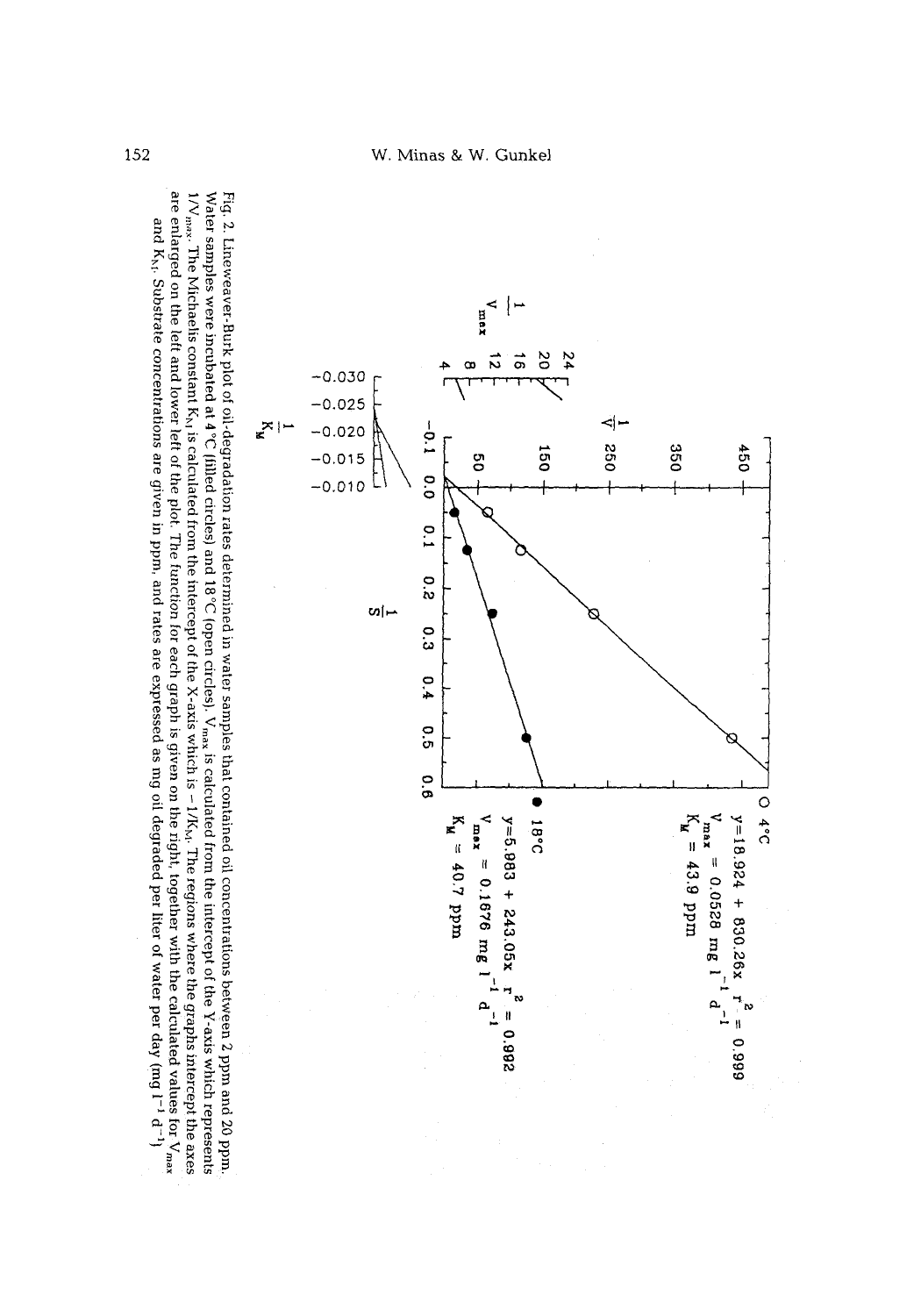○ 4°C
$y = 18.924 + 830.26x \quad r^2 = 0.999$
$V_{max} = 0.0528 \text{ mg l}^{-1} \text{ d}^{-1}$
$K_M = 43.9$ ppm

● 18°C
$y = 5.983 + 243.05x \quad r^2 = 0.992$
$V_{max} = 0.1676 \text{ mg l}^{-1} \text{ d}^{-1}$
$K_M = 40.7$ ppm

Fig. 2. Lineweaver-Burk plot of oil-degradation rates determined in water samples that contained oil concentrations between 2 ppm and 20 ppm. Water samples were incubated at 4 °C (filled circles) and 18 °C (open circles). $V_{max}$ is calculated from the intercept of the Y-axis which represents $1/V_{max}$. The Michaelis constant $K_M$ is calculated from the intercept of the X-axis which is $-1/K_M$. The regions where the graphs intercept the axes are enlarged on the left and lower left of the plot. The function for each graph is given on the right, together with the calculated values for $V_{max}$ and $K_M$. Substrate concentrations are given in ppm, and rates are expressed as mg oil degraded per liter of water per day (mg $l^{-1}$ $d^{-1}$)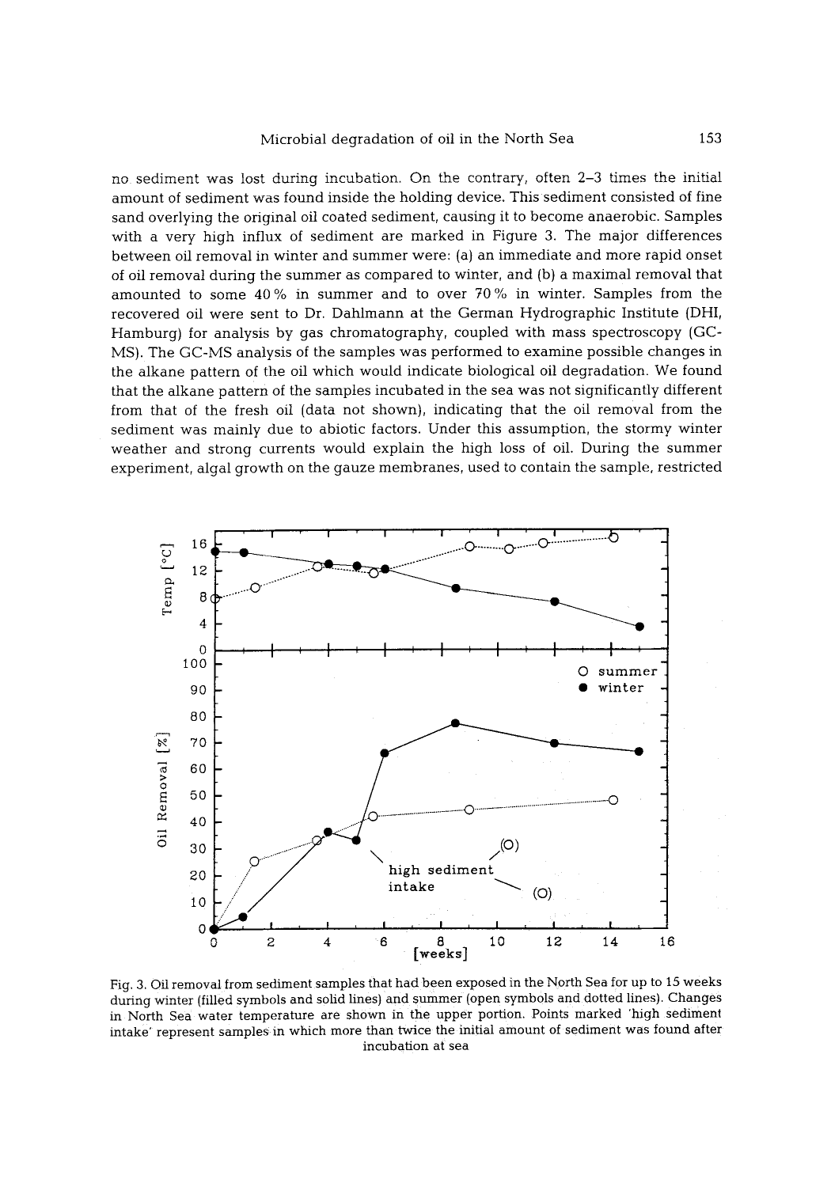no sediment was lost during incubation. On the contrary, often 2–3 times the initial amount of sediment was found inside the holding device. This sediment consisted of fine sand overlying the original oil coated sediment, causing it to become anaerobic. Samples with a very high influx of sediment are marked in Figure 3. The major differences between oil removal in winter and summer were: (a) an immediate and more rapid onset of oil removal during the summer as compared to winter, and (b) a maximal removal that amounted to some 40 % in summer and to over 70 % in winter. Samples from the recovered oil were sent to Dr. Dahlmann at the German Hydrographic Institute (DHI, Hamburg) for analysis by gas chromatography, coupled with mass spectroscopy (GC-MS). The GC-MS analysis of the samples was performed to examine possible changes in the alkane pattern of the oil which would indicate biological oil degradation. We found that the alkane pattern of the samples incubated in the sea was not significantly different from that of the fresh oil (data not shown), indicating that the oil removal from the sediment was mainly due to abiotic factors. Under this assumption, the stormy winter weather and strong currents would explain the high loss of oil. During the summer experiment, algal growth on the gauze membranes, used to contain the sample, restricted

Fig. 3. Oil removal from sediment samples that had been exposed in the North Sea for up to 15 weeks during winter (filled symbols and solid lines) and summer (open symbols and dotted lines). Changes in North Sea water temperature are shown in the upper portion. Points marked 'high sediment intake' represent samples in which more than twice the initial amount of sediment was found after incubation at sea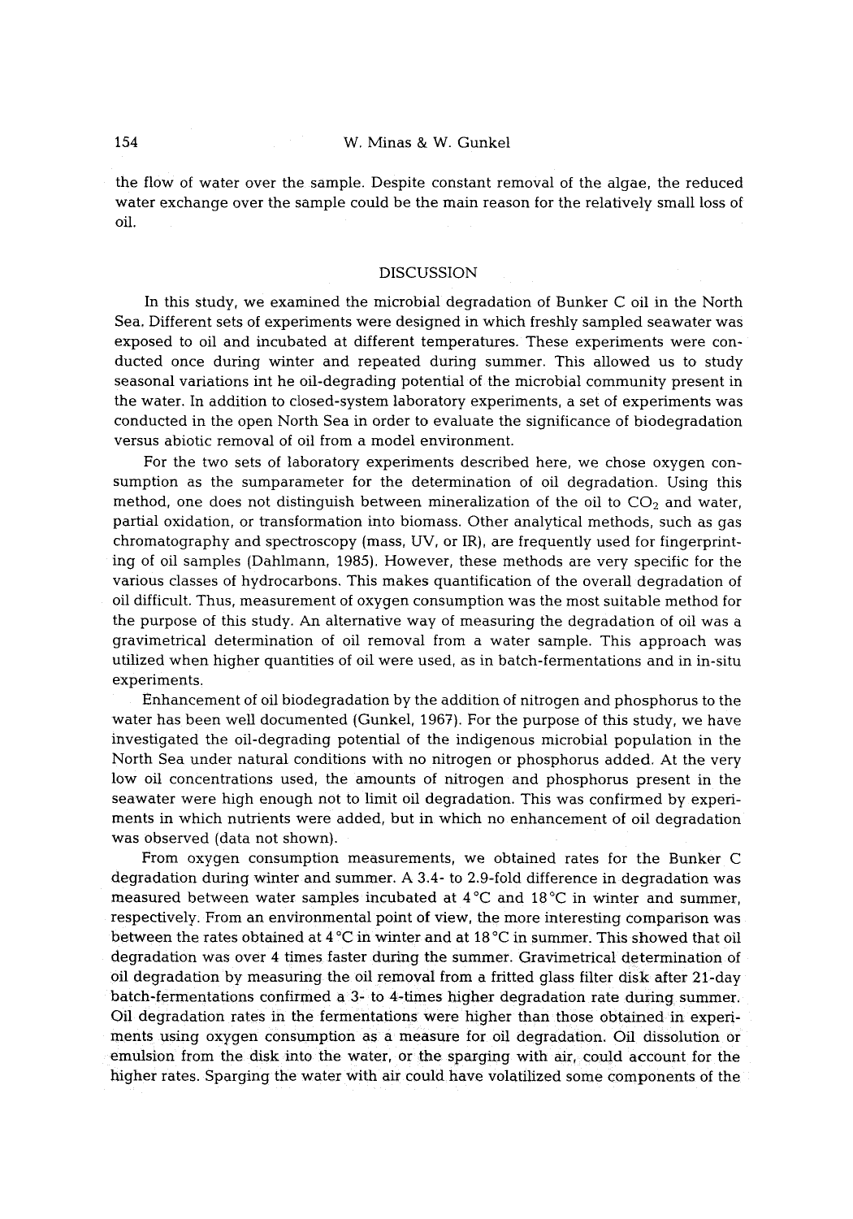the flow of water over the sample. Despite constant removal of the algae, the reduced water exchange over the sample could be the main reason for the relatively small loss of oil.

## DISCUSSION

In this study, we examined the microbial degradation of Bunker C oil in the North Sea. Different sets of experiments were designed in which freshly sampled seawater was exposed to oil and incubated at different temperatures. These experiments were conducted once during winter and repeated during summer. This allowed us to study seasonal variations int he oil-degrading potential of the microbial community present in the water. In addition to closed-system laboratory experiments, a set of experiments was conducted in the open North Sea in order to evaluate the significance of biodegradation versus abiotic removal of oil from a model environment.

For the two sets of laboratory experiments described here, we chose oxygen consumption as the sumparameter for the determination of oil degradation. Using this method, one does not distinguish between mineralization of the oil to $CO_2$ and water, partial oxidation, or transformation into biomass. Other analytical methods, such as gas chromatography and spectroscopy (mass, UV, or IR), are frequently used for fingerprinting of oil samples (Dahlmann, 1985). However, these methods are very specific for the various classes of hydrocarbons. This makes quantification of the overall degradation of oil difficult. Thus, measurement of oxygen consumption was the most suitable method for the purpose of this study. An alternative way of measuring the degradation of oil was a gravimetrical determination of oil removal from a water sample. This approach was utilized when higher quantities of oil were used, as in batch-fermentations and in in-situ experiments.

Enhancement of oil biodegradation by the addition of nitrogen and phosphorus to the water has been well documented (Gunkel, 1967). For the purpose of this study, we have investigated the oil-degrading potential of the indigenous microbial population in the North Sea under natural conditions with no nitrogen or phosphorus added. At the very low oil concentrations used, the amounts of nitrogen and phosphorus present in the seawater were high enough not to limit oil degradation. This was confirmed by experiments in which nutrients were added, but in which no enhancement of oil degradation was observed (data not shown).

From oxygen consumption measurements, we obtained rates for the Bunker C degradation during winter and summer. A 3.4- to 2.9-fold difference in degradation was measured between water samples incubated at 4 °C and 18 °C in winter and summer, respectively. From an environmental point of view, the more interesting comparison was between the rates obtained at 4 °C in winter and at 18 °C in summer. This showed that oil degradation was over 4 times faster during the summer. Gravimetrical determination of oil degradation by measuring the oil removal from a fritted glass filter disk after 21-day batch-fermentations confirmed a 3- to 4-times higher degradation rate during summer. Oil degradation rates in the fermentations were higher than those obtained in experiments using oxygen consumption as a measure for oil degradation. Oil dissolution or emulsion from the disk into the water, or the sparging with air, could account for the higher rates. Sparging the water with air could have volatilized some components of the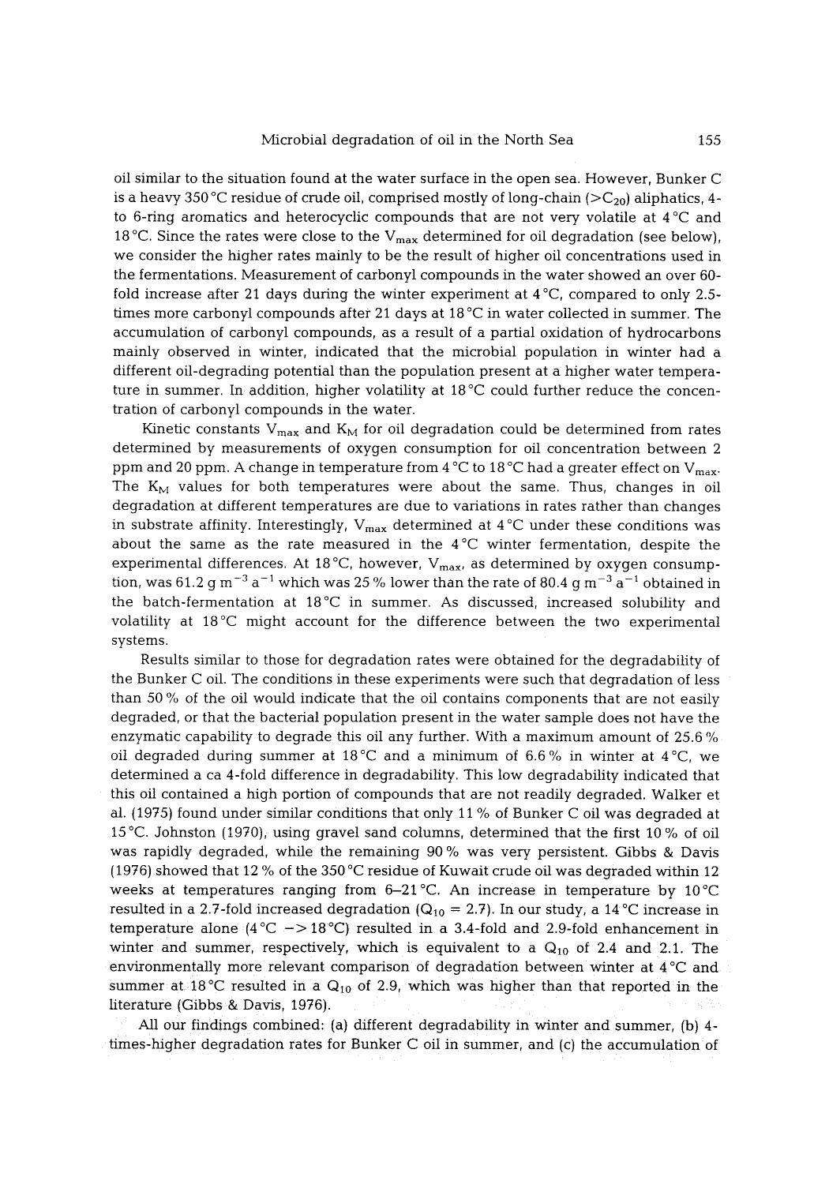oil similar to the situation found at the water surface in the open sea. However, Bunker C is a heavy 350 °C residue of crude oil, comprised mostly of long-chain ($>C_{20}$) aliphatics, 4- to 6-ring aromatics and heterocyclic compounds that are not very volatile at 4 °C and 18 °C. Since the rates were close to the $V_{max}$ determined for oil degradation (see below), we consider the higher rates mainly to be the result of higher oil concentrations used in the fermentations. Measurement of carbonyl compounds in the water showed an over 60-fold increase after 21 days during the winter experiment at 4 °C, compared to only 2.5-times more carbonyl compounds after 21 days at 18 °C in water collected in summer. The accumulation of carbonyl compounds, as a result of a partial oxidation of hydrocarbons mainly observed in winter, indicated that the microbial population in winter had a different oil-degrading potential than the population present at a higher water temperature in summer. In addition, higher volatility at 18 °C could further reduce the concentration of carbonyl compounds in the water.

Kinetic constants $V_{max}$ and $K_M$ for oil degradation could be determined from rates determined by measurements of oxygen consumption for oil concentration between 2 ppm and 20 ppm. A change in temperature from 4 °C to 18 °C had a greater effect on $V_{max}$. The $K_M$ values for both temperatures were about the same. Thus, changes in oil degradation at different temperatures are due to variations in rates rather than changes in substrate affinity. Interestingly, $V_{max}$ determined at 4 °C under these conditions was about the same as the rate measured in the 4 °C winter fermentation, despite the experimental differences. At 18 °C, however, $V_{max}$, as determined by oxygen consumption, was 61.2 g $m^{-3}$ $a^{-1}$ which was 25 % lower than the rate of 80.4 g $m^{-3}$ $a^{-1}$ obtained in the batch-fermentation at 18 °C in summer. As discussed, increased solubility and volatility at 18 °C might account for the difference between the two experimental systems.

Results similar to those for degradation rates were obtained for the degradability of the Bunker C oil. The conditions in these experiments were such that degradation of less than 50 % of the oil would indicate that the oil contains components that are not easily degraded, or that the bacterial population present in the water sample does not have the enzymatic capability to degrade this oil any further. With a maximum amount of 25.6 % oil degraded during summer at 18 °C and a minimum of 6.6 % in winter at 4 °C, we determined a ca 4-fold difference in degradability. This low degradability indicated that this oil contained a high portion of compounds that are not readily degraded. Walker et al. (1975) found under similar conditions that only 11 % of Bunker C oil was degraded at 15 °C. Johnston (1970), using gravel sand columns, determined that the first 10 % of oil was rapidly degraded, while the remaining 90 % was very persistent. Gibbs & Davis (1976) showed that 12 % of the 350 °C residue of Kuwait crude oil was degraded within 12 weeks at temperatures ranging from 6–21 °C. An increase in temperature by 10 °C resulted in a 2.7-fold increased degradation ($Q_{10} = 2.7$). In our study, a 14 °C increase in temperature alone (4 °C $->$ 18 °C) resulted in a 3.4-fold and 2.9-fold enhancement in winter and summer, respectively, which is equivalent to a $Q_{10}$ of 2.4 and 2.1. The environmentally more relevant comparison of degradation between winter at 4 °C and summer at 18 °C resulted in a $Q_{10}$ of 2.9, which was higher than that reported in the literature (Gibbs & Davis, 1976).

All our findings combined: (a) different degradability in winter and summer, (b) 4-times-higher degradation rates for Bunker C oil in summer, and (c) the accumulation of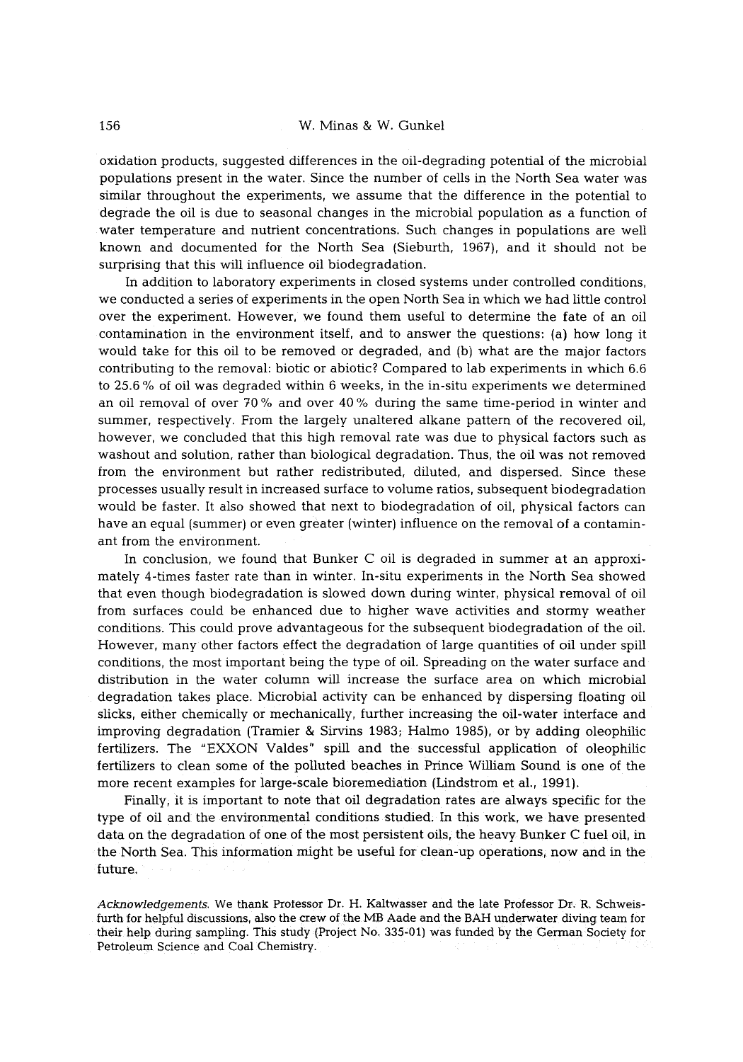oxidation products, suggested differences in the oil-degrading potential of the microbial populations present in the water. Since the number of cells in the North Sea water was similar throughout the experiments, we assume that the difference in the potential to degrade the oil is due to seasonal changes in the microbial population as a function of water temperature and nutrient concentrations. Such changes in populations are well known and documented for the North Sea (Sieburth, 1967), and it should not be surprising that this will influence oil biodegradation.

In addition to laboratory experiments in closed systems under controlled conditions, we conducted a series of experiments in the open North Sea in which we had little control over the experiment. However, we found them useful to determine the fate of an oil contamination in the environment itself, and to answer the questions: (a) how long it would take for this oil to be removed or degraded, and (b) what are the major factors contributing to the removal: biotic or abiotic? Compared to lab experiments in which 6.6 to 25.6 % of oil was degraded within 6 weeks, in the in-situ experiments we determined an oil removal of over 70 % and over 40 % during the same time-period in winter and summer, respectively. From the largely unaltered alkane pattern of the recovered oil, however, we concluded that this high removal rate was due to physical factors such as washout and solution, rather than biological degradation. Thus, the oil was not removed from the environment but rather redistributed, diluted, and dispersed. Since these processes usually result in increased surface to volume ratios, subsequent biodegradation would be faster. It also showed that next to biodegradation of oil, physical factors can have an equal (summer) or even greater (winter) influence on the removal of a contaminant from the environment.

In conclusion, we found that Bunker C oil is degraded in summer at an approximately 4-times faster rate than in winter. In-situ experiments in the North Sea showed that even though biodegradation is slowed down during winter, physical removal of oil from surfaces could be enhanced due to higher wave activities and stormy weather conditions. This could prove advantageous for the subsequent biodegradation of the oil. However, many other factors effect the degradation of large quantities of oil under spill conditions, the most important being the type of oil. Spreading on the water surface and distribution in the water column will increase the surface area on which microbial degradation takes place. Microbial activity can be enhanced by dispersing floating oil slicks, either chemically or mechanically, further increasing the oil-water interface and improving degradation (Tramier & Sirvins 1983; Halmo 1985), or by adding oleophilic fertilizers. The "EXXON Valdes" spill and the successful application of oleophilic fertilizers to clean some of the polluted beaches in Prince William Sound is one of the more recent examples for large-scale bioremediation (Lindstrom et al., 1991).

Finally, it is important to note that oil degradation rates are always specific for the type of oil and the environmental conditions studied. In this work, we have presented data on the degradation of one of the most persistent oils, the heavy Bunker C fuel oil, in the North Sea. This information might be useful for clean-up operations, now and in the future.

*Acknowledgements.* We thank Professor Dr. H. Kaltwasser and the late Professor Dr. R. Schweisfurth for helpful discussions, also the crew of the MB Aade and the BAH underwater diving team for their help during sampling. This study (Project No. 335-01) was funded by the German Society for Petroleum Science and Coal Chemistry.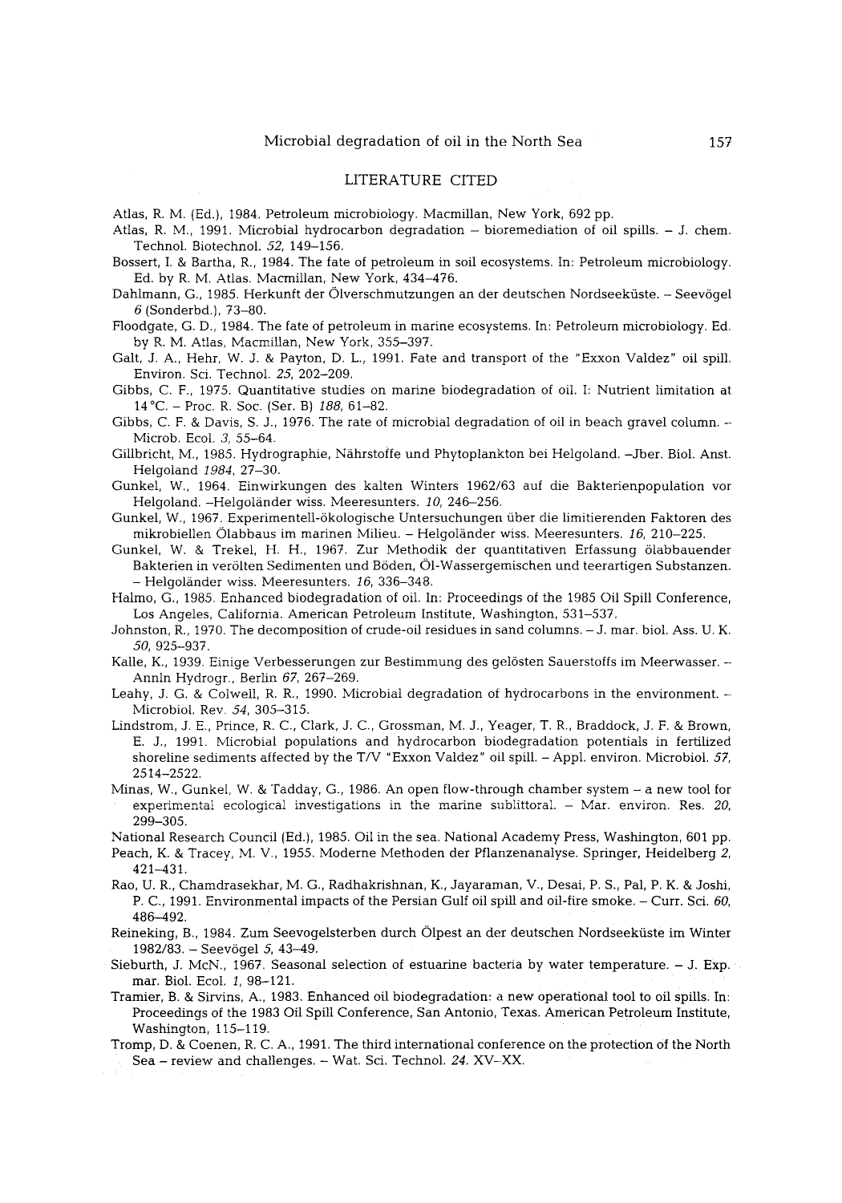## LITERATURE CITED

Atlas, R. M. (Ed.), 1984. Petroleum microbiology. Macmillan, New York, 692 pp.

Atlas, R. M., 1991. Microbial hydrocarbon degradation – bioremediation of oil spills. – J. chem. Technol. Biotechnol. *52*, 149–156.

Bossert, I. & Bartha, R., 1984. The fate of petroleum in soil ecosystems. In: Petroleum microbiology. Ed. by R. M. Atlas. Macmillan, New York, 434–476.

Dahlmann, G., 1985. Herkunft der Ölverschmutzungen an der deutschen Nordseeküste. – Seevögel *6* (Sonderbd.), 73–80.

Floodgate, G. D., 1984. The fate of petroleum in marine ecosystems. In: Petroleum microbiology. Ed. by R. M. Atlas, Macmillan, New York, 355–397.

Galt, J. A., Hehr, W. J. & Payton, D. L., 1991. Fate and transport of the "Exxon Valdez" oil spill. Environ. Sci. Technol. *25*, 202–209.

Gibbs, C. F., 1975. Quantitative studies on marine biodegradation of oil. I: Nutrient limitation at 14 °C. – Proc. R. Soc. (Ser. B) *188*, 61–82.

Gibbs, C. F. & Davis, S. J., 1976. The rate of microbial degradation of oil in beach gravel column. – Microb. Ecol. *3*, 55–64.

Gillbricht, M., 1985. Hydrographie, Nährstoffe und Phytoplankton bei Helgoland. –Jber. Biol. Anst. Helgoland *1984*, 27–30.

Gunkel, W., 1964. Einwirkungen des kalten Winters 1962/63 auf die Bakterienpopulation vor Helgoland. –Helgoländer wiss. Meeresunters. *10*, 246–256.

Gunkel, W., 1967. Experimentell-ökologische Untersuchungen über die limitierenden Faktoren des mikrobiellen Ölabbaus im marinen Milieu. – Helgoländer wiss. Meeresunters. *16*, 210–225.

Gunkel, W. & Trekel, H. H., 1967. Zur Methodik der quantitativen Erfassung ölabbauender Bakterien in verölten Sedimenten und Böden, Öl-Wassergemischen und teerartigen Substanzen. – Helgoländer wiss. Meeresunters. *16*, 336–348.

Halmo, G., 1985. Enhanced biodegradation of oil. In: Proceedings of the 1985 Oil Spill Conference, Los Angeles, California. American Petroleum Institute, Washington, 531–537.

Johnston, R., 1970. The decomposition of crude-oil residues in sand columns. – J. mar. biol. Ass. U. K. *50*, 925–937.

Kalle, K., 1939. Einige Verbesserungen zur Bestimmung des gelösten Sauerstoffs im Meerwasser. – Annln Hydrogr., Berlin *67*, 267–269.

Leahy, J. G. & Colwell, R. R., 1990. Microbial degradation of hydrocarbons in the environment. – Microbiol. Rev. *54*, 305–315.

Lindstrom, J. E., Prince, R. C., Clark, J. C., Grossman, M. J., Yeager, T. R., Braddock, J. F. & Brown, E. J., 1991. Microbial populations and hydrocarbon biodegradation potentials in fertilized shoreline sediments affected by the T/V "Exxon Valdez" oil spill. – Appl. environ. Microbiol. *57*, 2514–2522.

Minas, W., Gunkel, W. & Tadday, G., 1986. An open flow-through chamber system – a new tool for experimental ecological investigations in the marine sublittoral. – Mar. environ. Res. *20*, 299–305.

National Research Council (Ed.), 1985. Oil in the sea. National Academy Press, Washington, 601 pp.

Peach, K. & Tracey, M. V., 1955. Moderne Methoden der Pflanzenanalyse. Springer, Heidelberg *2*, 421–431.

Rao, U. R., Chamdrasekhar, M. G., Radhakrishnan, K., Jayaraman, V., Desai, P. S., Pal, P. K. & Joshi, P. C., 1991. Environmental impacts of the Persian Gulf oil spill and oil-fire smoke. – Curr. Sci. *60*, 486–492.

Reineking, B., 1984. Zum Seevogelsterben durch Ölpest an der deutschen Nordseeküste im Winter 1982/83. – Seevögel *5*, 43–49.

Sieburth, J. McN., 1967. Seasonal selection of estuarine bacteria by water temperature. – J. Exp. mar. Biol. Ecol. *1*, 98–121.

Tramier, B. & Sirvins, A., 1983. Enhanced oil biodegradation: a new operational tool to oil spills. In: Proceedings of the 1983 Oil Spill Conference, San Antonio, Texas. American Petroleum Institute, Washington, 115–119.

Tromp, D. & Coenen, R. C. A., 1991. The third international conference on the protection of the North Sea – review and challenges. – Wat. Sci. Technol. *24*. XV–XX.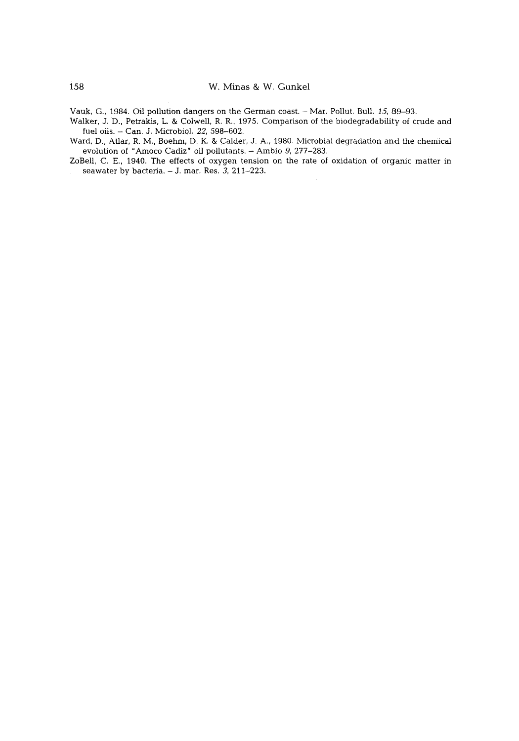Vauk, G., 1984. Oil pollution dangers on the German coast. – Mar. Pollut. Bull. *15*, 89–93.

Walker, J. D., Petrakis, L. & Colwell, R. R., 1975. Comparison of the biodegradability of crude and fuel oils. – Can. J. Microbiol. *22*, 598–602.

Ward, D., Atlar, R. M., Boehm, D. K. & Calder, J. A., 1980. Microbial degradation and the chemical evolution of "Amoco Cadiz" oil pollutants. – Ambio *9*, 277–283.

ZoBell, C. E., 1940. The effects of oxygen tension on the rate of oxidation of organic matter in seawater by bacteria. – J. mar. Res. *3*, 211–223.